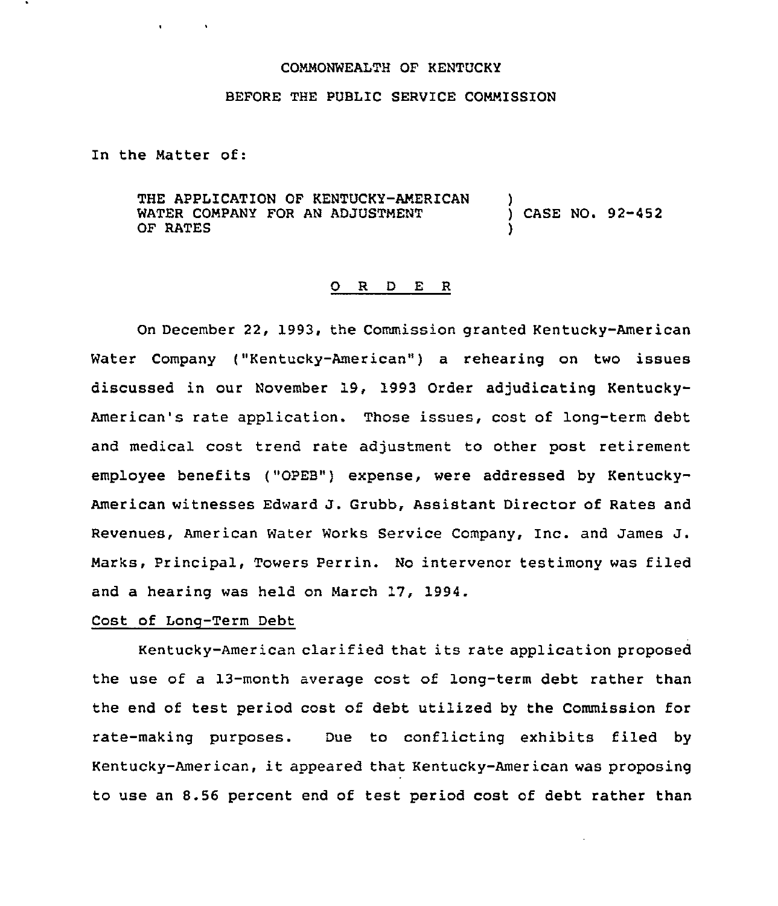COMMONWEALTH OF KENTUCKY

BEFORE THE PUBLIC SERVICE COMMISSION

In the Matter of:

THE APPLICATION OF KENTUCKY-AMERICAN WATER COMPANY FOR AN ADJUSTMENT OF RATES ) CASE NO. 92-452

## O R D E R

On December 22, 1993, the Commission granted Kentucky-American Water Company ("Kentucky-American") a rehearing on two issues discussed in our November 19, 1993 Order adjudicating Kentucky-American's rate application. Those issues, cost of long-term debt and medical cost trend rate adjustment to other post retirement employee benefits ("OPEB") expense, were addressed by Kentucky-American witnesses Edward J. Grubb, Assistant Director of Rates and Revenues, American Water Works Service Company, Inc. and James J. Marks, Principal, Towers Perrin. No intervenor testimony was filed and a hearing was held on March 17, 1994.

Cost of Long-Term Debt

Kentucky-American clarified that its rate application proposed the use of a 13-month average cost of long-term debt rather than the end of test period cost of debt utilized by the Commission for rate-making purposes. Due to conflicting exhibits filed by Kentucky-American, it appeared that Kentucky-American was proposing to use an 8.56 percent end of test period cost of debt rather than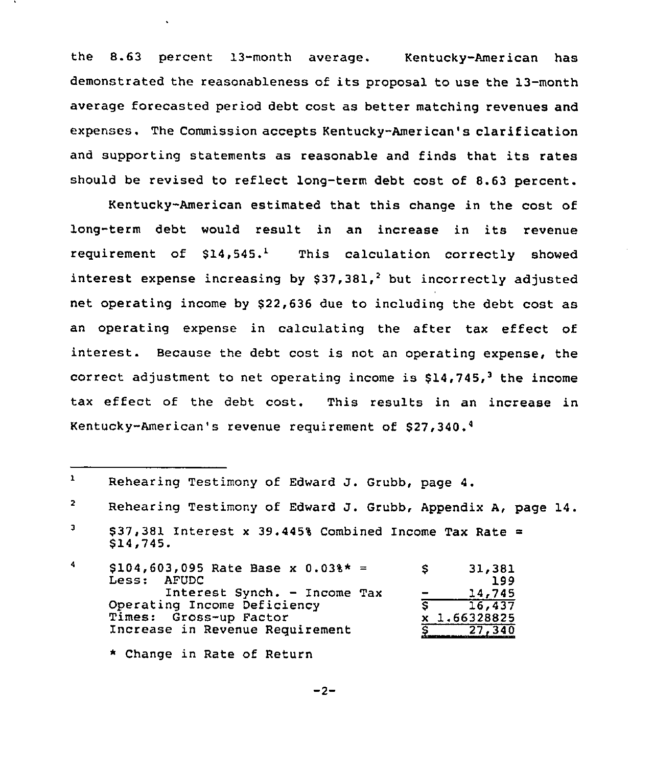the 8.63 percent 13-month average. Kentucky-American has demonstrated the reasonableness of its proposal to use the 13-month average forecasted period debt cost as better matching revenues and expenses. The Commission accepts Kentucky-American's clarification and supporting statements as reasonable and finds that its rates should be revised to reflect long-term debt cost of 8.63 percent.

Kentucky-American estimated that this change in the cost of long-term debt would result in an increase in its revenue requirement of $14,545.[1] This calculation correctly showed interest expense increasing by $37,381,[2] but incorrectly adjusted net operating income by $22,636 due to including the debt cost as an operating expense in calculating the after tax effect of interest. Because the debt cost is not an operating expense, the correct adjustment to net operating income is $14,745,[3] the income tax effect of the debt cost. This results in an increase in Kentucky-American's revenue requirement of $27,340.[4]

---

[1] Rehearing Testimony of Edward J. Grubb, page 4.

[2] Rehearing Testimony of Edward J. Grubb, Appendix A, page 14.

[3] $37,381 Interest x 39.445% Combined Income Tax Rate = $14,745.

[4]

| | |
|---|---|
| $104,603,095 Rate Base x 0.03%* = | $ 31,381 |
| Less: AFUDC | 199 |
| Interest Synch. - Income Tax | - 14,745 |
| Operating Income Deficiency | $ 16,437 |
| Times: Gross-up Factor | x 1.66328825 |
| Increase in Revenue Requirement | $ 27,340 |

\* Change in Rate of Return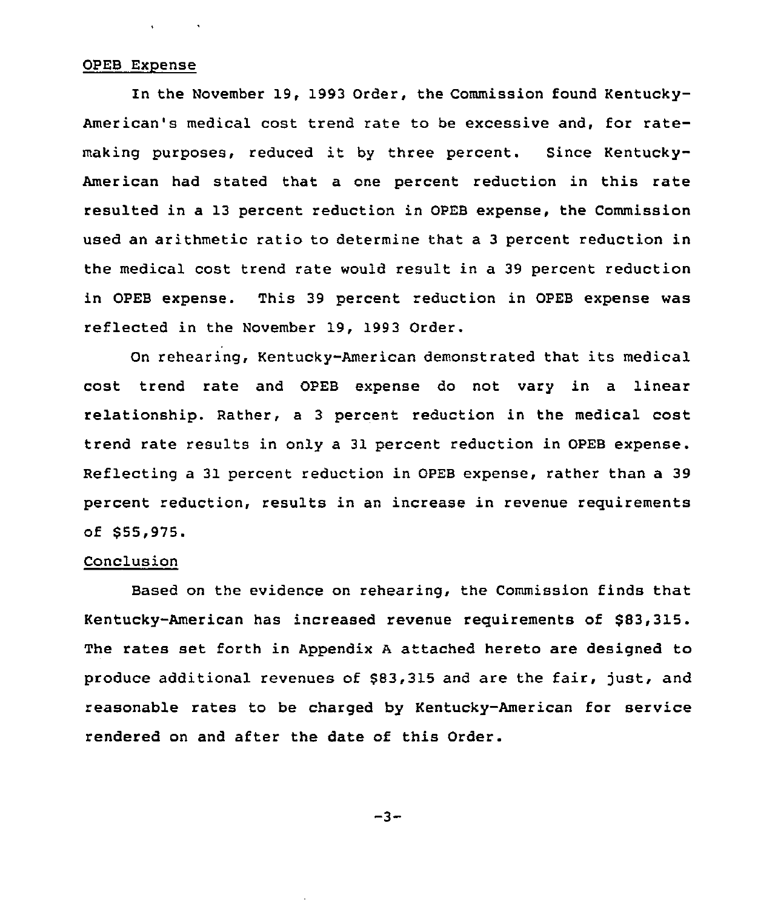OPEB Expense

In the November 19, 1993 Order, the Commission found Kentucky-American's medical cost trend rate to be excessive and, for rate-making purposes, reduced it by three percent. Since Kentucky-American had stated that a one percent reduction in this rate resulted in a 13 percent reduction in OPEB expense, the Commission used an arithmetic ratio to determine that a 3 percent reduction in the medical cost trend rate would result in a 39 percent reduction in OPEB expense. This 39 percent reduction in OPEB expense was reflected in the November 19, 1993 Order.

On rehearing, Kentucky-American demonstrated that its medical cost trend rate and OPEB expense do not vary in a linear relationship. Rather, a 3 percent reduction in the medical cost trend rate results in only a 31 percent reduction in OPEB expense. Reflecting a 31 percent reduction in OPEB expense, rather than a 39 percent reduction, results in an increase in revenue requirements of $55,975.

Conclusion

Based on the evidence on rehearing, the Commission finds that Kentucky-American has increased revenue requirements of $83,315. The rates set forth in Appendix A attached hereto are designed to produce additional revenues of $83,315 and are the fair, just, and reasonable rates to be charged by Kentucky-American for service rendered on and after the date of this Order.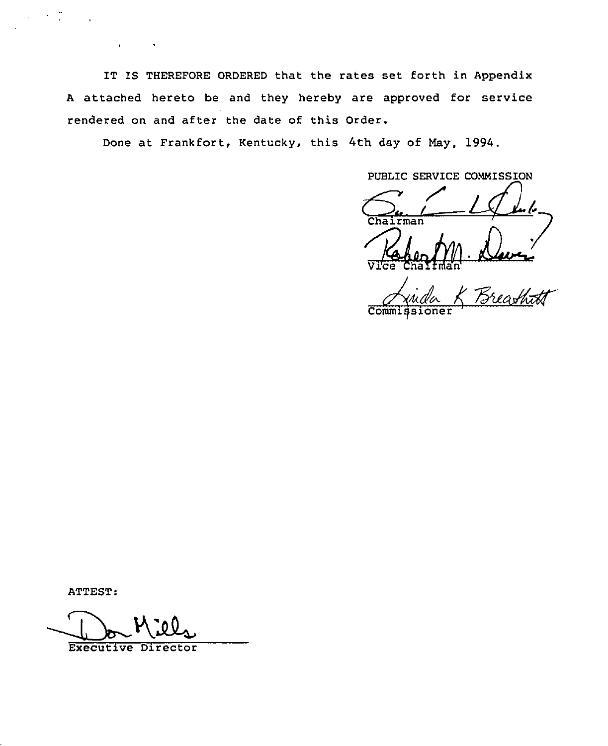IT IS THEREFORE ORDERED that the rates set forth in Appendix A attached hereto be and they hereby are approved for service rendered on and after the date of this Order.

Done at Frankfort, Kentucky, this 4th day of May, 1994.

PUBLIC SERVICE COMMISSION

Chairman

Vice Chairman

Commissioner

ATTEST:

Executive Director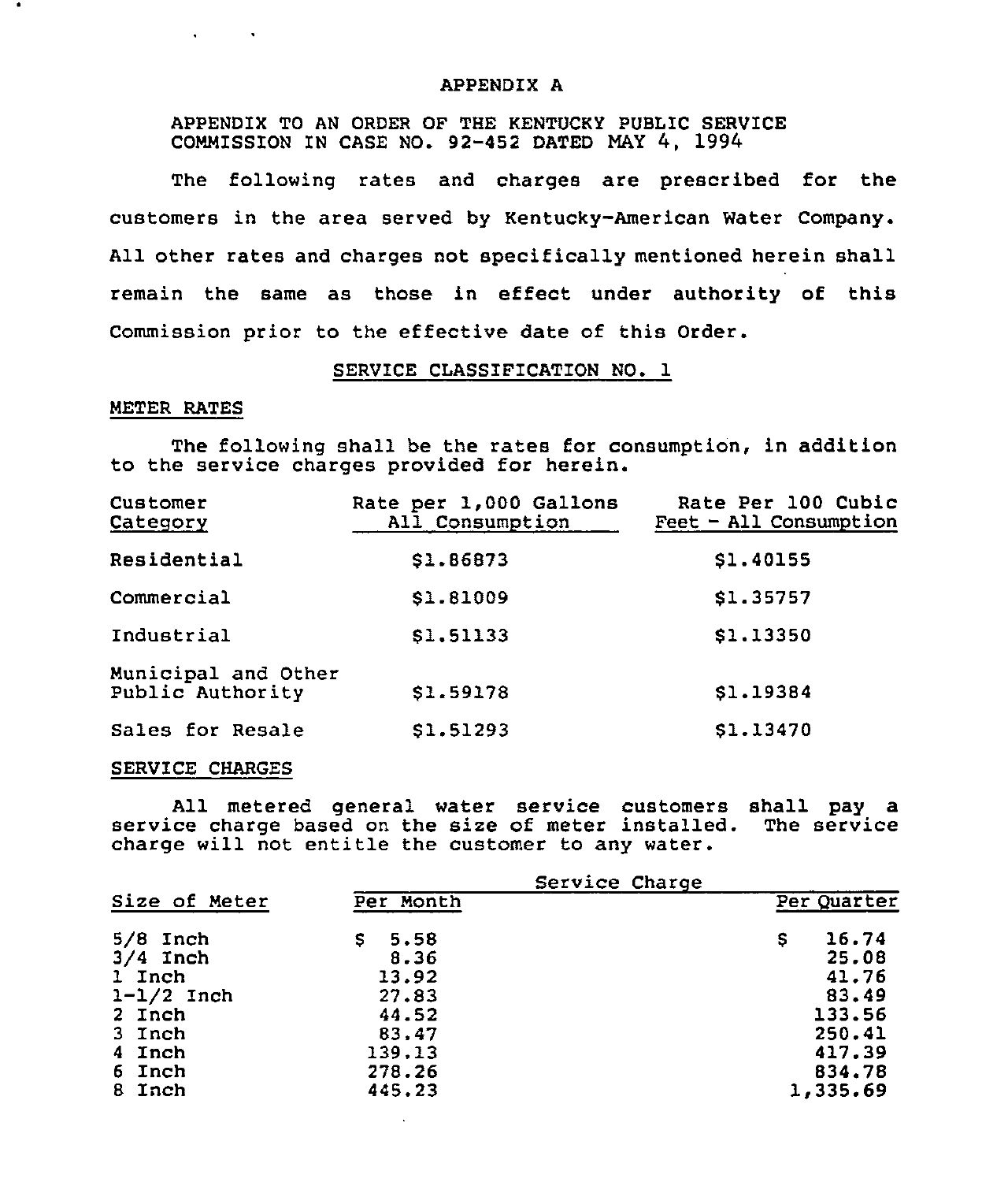# APPENDIX A

APPENDIX TO AN ORDER OF THE KENTUCKY PUBLIC SERVICE COMMISSION IN CASE NO. 92-452 DATED MAY 4, 1994

The following rates and charges are prescribed for the customers in the area served by Kentucky-American Water Company. All other rates and charges not specifically mentioned herein shall remain the same as those in effect under authority of this Commission prior to the effective date of this Order.

## SERVICE CLASSIFICATION NO. 1

### METER RATES

The following shall be the rates for consumption, in addition to the service charges provided for herein.

| Customer Category | Rate per 1,000 Gallons All Consumption | Rate Per 100 Cubic Feet - All Consumption |
|---|---|---|
| Residential | $1.86873 | $1.40155 |
| Commercial | $1.81009 | $1.35757 |
| Industrial | $1.51133 | $1.13350 |
| Municipal and Other Public Authority | $1.59178 | $1.19384 |
| Sales for Resale | $1.51293 | $1.13470 |

### SERVICE CHARGES

All metered general water service customers shall pay a service charge based on the size of meter installed. The service charge will not entitle the customer to any water.

| Size of Meter | Service Charge Per Month | Service Charge Per Quarter |
|---|---|---|
| 5/8 Inch | $ 5.58 | $ 16.74 |
| 3/4 Inch | 8.36 | 25.08 |
| 1 Inch | 13.92 | 41.76 |
| 1-1/2 Inch | 27.83 | 83.49 |
| 2 Inch | 44.52 | 133.56 |
| 3 Inch | 83.47 | 250.41 |
| 4 Inch | 139.13 | 417.39 |
| 6 Inch | 278.26 | 834.78 |
| 8 Inch | 445.23 | 1,335.69 |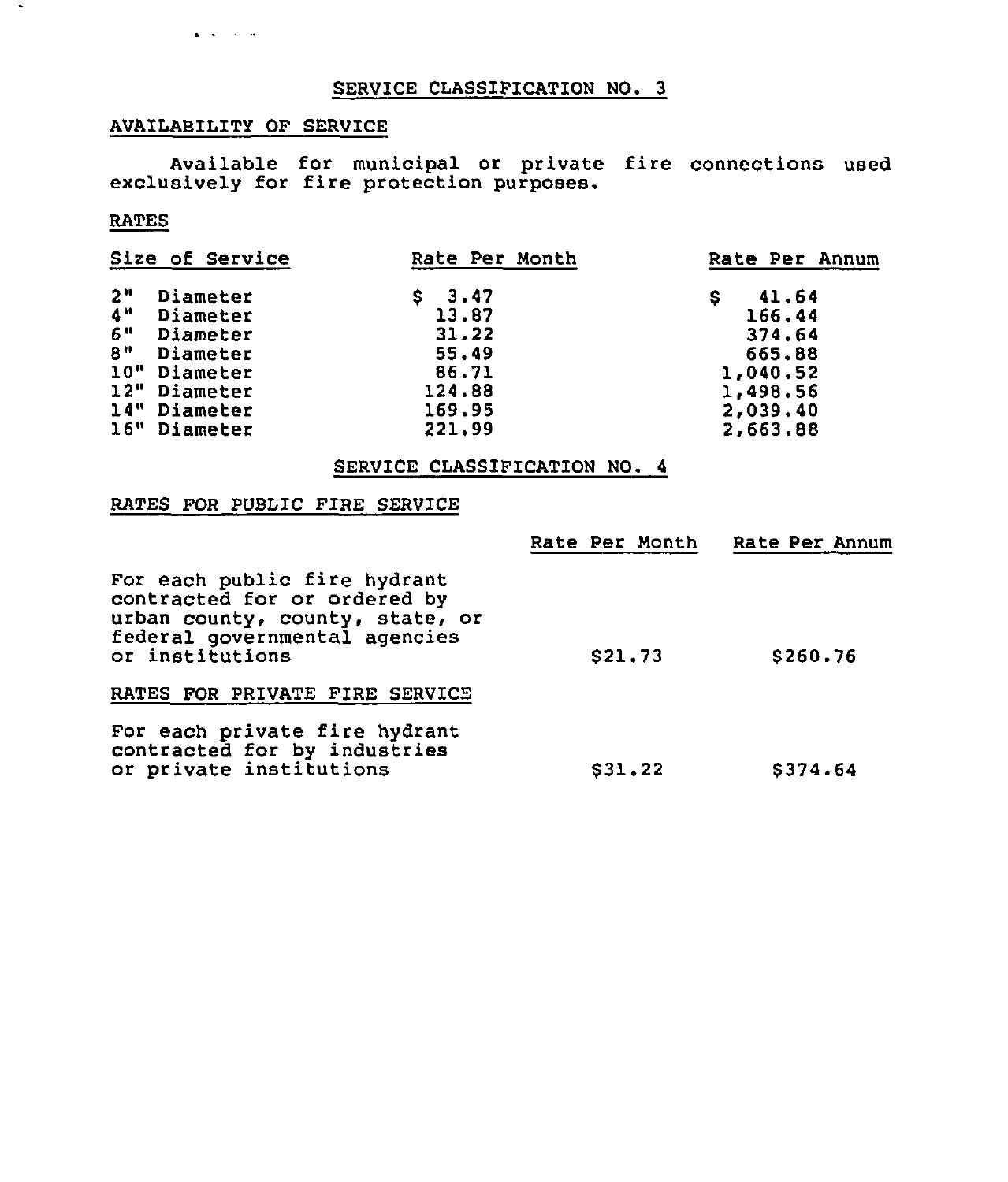## SERVICE CLASSIFICATION NO. 3

### AVAILABILITY OF SERVICE

Available for municipal or private fire connections used exclusively for fire protection purposes.

### RATES

| Size of Service | Rate Per Month | Rate Per Annum |
|---|---|---|
| 2" Diameter | $ 3.47 | $ 41.64 |
| 4" Diameter | 13.87 | 166.44 |
| 6" Diameter | 31.22 | 374.64 |
| 8" Diameter | 55.49 | 665.88 |
| 10" Diameter | 86.71 | 1,040.52 |
| 12" Diameter | 124.88 | 1,498.56 |
| 14" Diameter | 169.95 | 2,039.40 |
| 16" Diameter | 221.99 | 2,663.88 |

## SERVICE CLASSIFICATION NO. 4

### RATES FOR PUBLIC FIRE SERVICE

| | Rate Per Month | Rate Per Annum |
|---|---|---|
| For each public fire hydrant contracted for or ordered by urban county, county, state, or federal governmental agencies or institutions | $21.73 | $260.76 |

### RATES FOR PRIVATE FIRE SERVICE

| | Rate Per Month | Rate Per Annum |
|---|---|---|
| For each private fire hydrant contracted for by industries or private institutions | $31.22 | $374.64 |